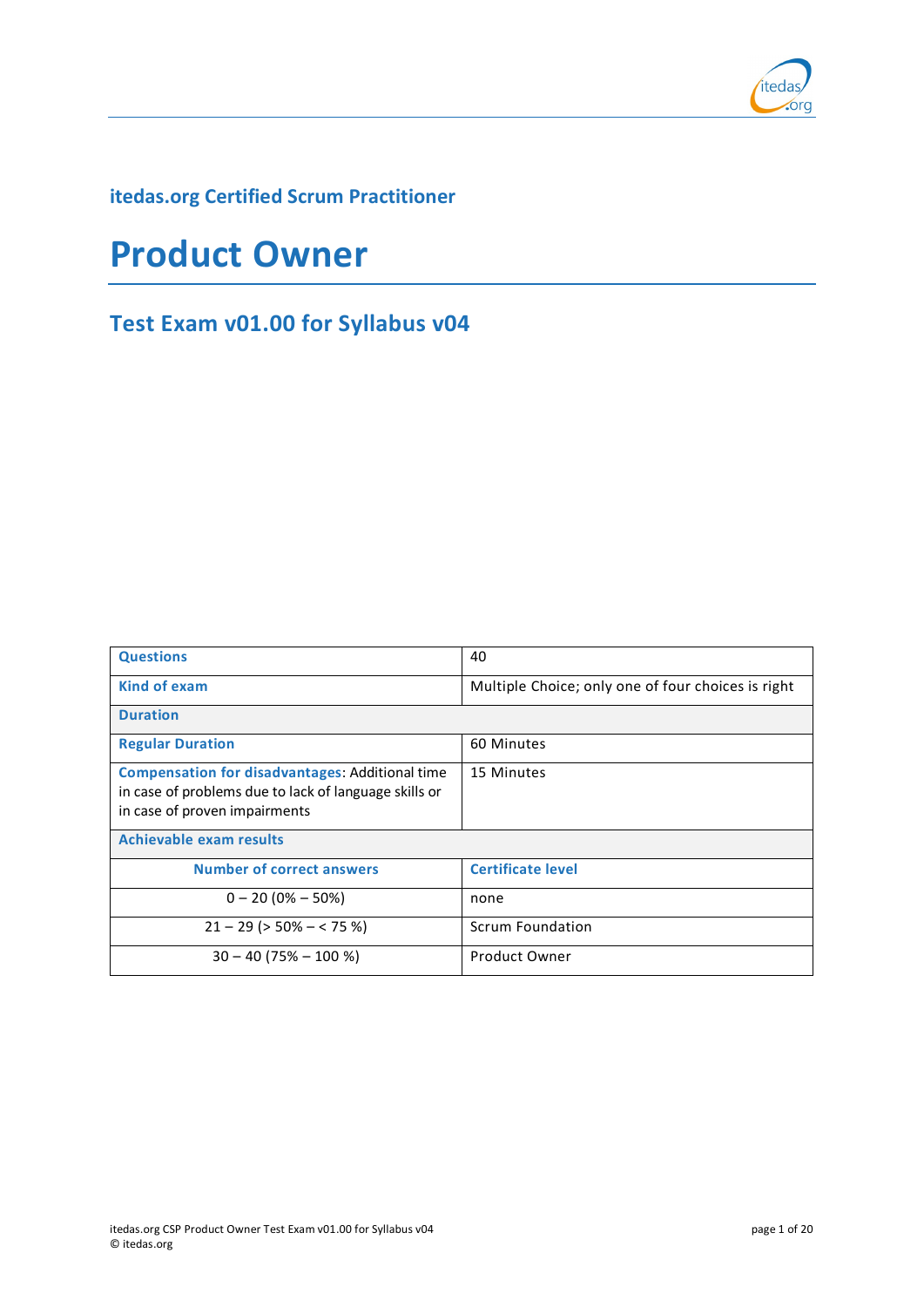## itedas.org Certified Scrum Practitioner

# Product Owner

## Test Exam v01.00 for Syllabus v04

| **Questions** | 40 |
| --- | --- |
| **Kind of exam** | Multiple Choice; only one of four choices is right |
| **Duration** | |
| **Regular Duration** | 60 Minutes |
| **Compensation for disadvantages**: Additional time in case of problems due to lack of language skills or in case of proven impairments | 15 Minutes |
| **Achievable exam results** | |
| **Number of correct answers** | **Certificate level** |
| 0 – 20 (0% – 50%) | none |
| 21 – 29 (> 50% – < 75 %) | Scrum Foundation |
| 30 – 40 (75% – 100 %) | Product Owner |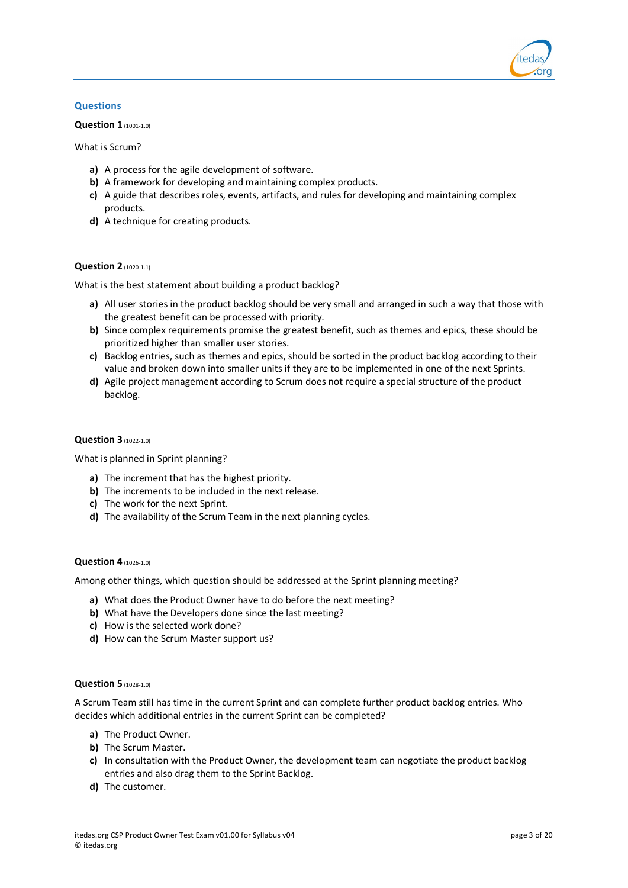## Questions

**Question 1** (1001-1.0)

What is Scrum?

- **a)** A process for the agile development of software.
- **b)** A framework for developing and maintaining complex products.
- **c)** A guide that describes roles, events, artifacts, and rules for developing and maintaining complex products.
- **d)** A technique for creating products.

**Question 2** (1020-1.1)

What is the best statement about building a product backlog?

- **a)** All user stories in the product backlog should be very small and arranged in such a way that those with the greatest benefit can be processed with priority.
- **b)** Since complex requirements promise the greatest benefit, such as themes and epics, these should be prioritized higher than smaller user stories.
- **c)** Backlog entries, such as themes and epics, should be sorted in the product backlog according to their value and broken down into smaller units if they are to be implemented in one of the next Sprints.
- **d)** Agile project management according to Scrum does not require a special structure of the product backlog.

**Question 3** (1022-1.0)

What is planned in Sprint planning?

- **a)** The increment that has the highest priority.
- **b)** The increments to be included in the next release.
- **c)** The work for the next Sprint.
- **d)** The availability of the Scrum Team in the next planning cycles.

**Question 4** (1026-1.0)

Among other things, which question should be addressed at the Sprint planning meeting?

- **a)** What does the Product Owner have to do before the next meeting?
- **b)** What have the Developers done since the last meeting?
- **c)** How is the selected work done?
- **d)** How can the Scrum Master support us?

**Question 5** (1028-1.0)

A Scrum Team still has time in the current Sprint and can complete further product backlog entries. Who decides which additional entries in the current Sprint can be completed?

- **a)** The Product Owner.
- **b)** The Scrum Master.
- **c)** In consultation with the Product Owner, the development team can negotiate the product backlog entries and also drag them to the Sprint Backlog.
- **d)** The customer.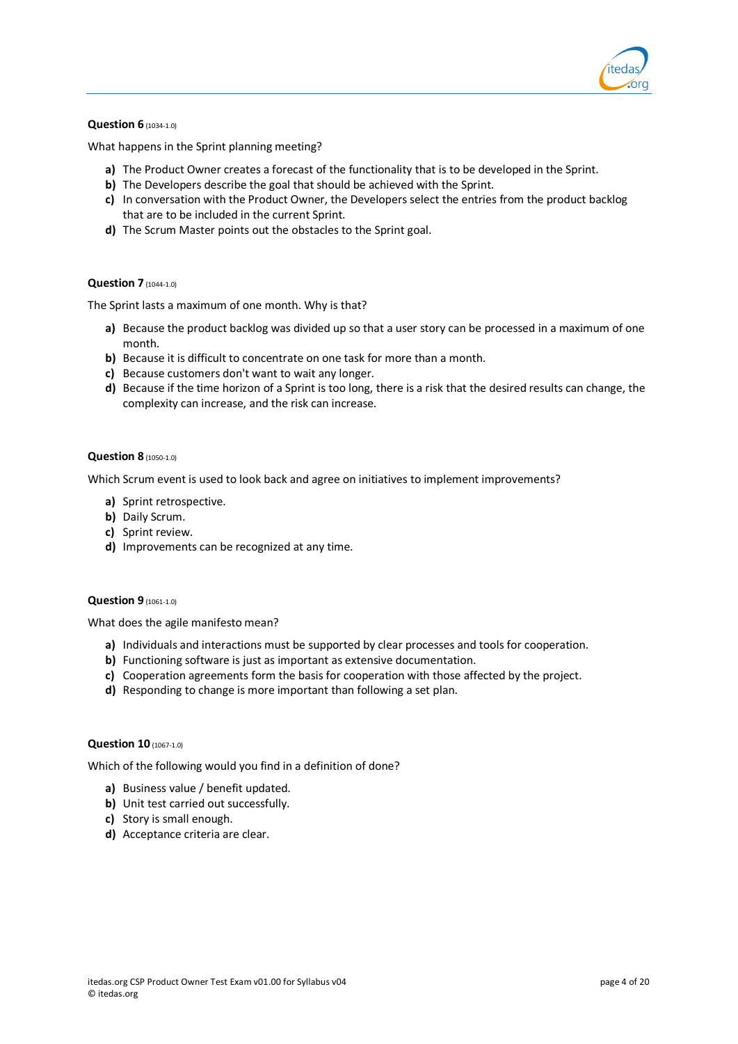**Question 6** (1034-1.0)

What happens in the Sprint planning meeting?

- **a)** The Product Owner creates a forecast of the functionality that is to be developed in the Sprint.
- **b)** The Developers describe the goal that should be achieved with the Sprint.
- **c)** In conversation with the Product Owner, the Developers select the entries from the product backlog that are to be included in the current Sprint.
- **d)** The Scrum Master points out the obstacles to the Sprint goal.

**Question 7** (1044-1.0)

The Sprint lasts a maximum of one month. Why is that?

- **a)** Because the product backlog was divided up so that a user story can be processed in a maximum of one month.
- **b)** Because it is difficult to concentrate on one task for more than a month.
- **c)** Because customers don't want to wait any longer.
- **d)** Because if the time horizon of a Sprint is too long, there is a risk that the desired results can change, the complexity can increase, and the risk can increase.

**Question 8** (1050-1.0)

Which Scrum event is used to look back and agree on initiatives to implement improvements?

- **a)** Sprint retrospective.
- **b)** Daily Scrum.
- **c)** Sprint review.
- **d)** Improvements can be recognized at any time.

**Question 9** (1061-1.0)

What does the agile manifesto mean?

- **a)** Individuals and interactions must be supported by clear processes and tools for cooperation.
- **b)** Functioning software is just as important as extensive documentation.
- **c)** Cooperation agreements form the basis for cooperation with those affected by the project.
- **d)** Responding to change is more important than following a set plan.

**Question 10** (1067-1.0)

Which of the following would you find in a definition of done?

- **a)** Business value / benefit updated.
- **b)** Unit test carried out successfully.
- **c)** Story is small enough.
- **d)** Acceptance criteria are clear.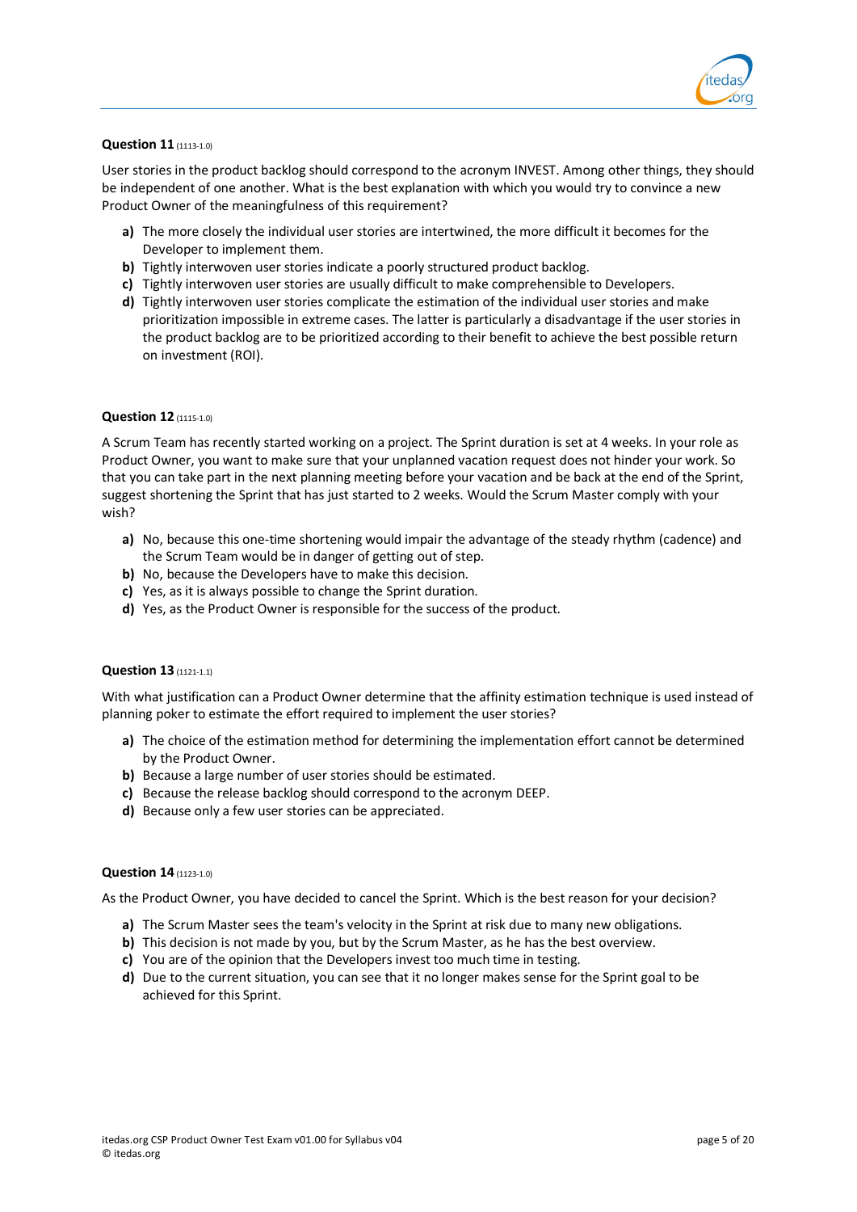**Question 11** (1113-1.0)

User stories in the product backlog should correspond to the acronym INVEST. Among other things, they should be independent of one another. What is the best explanation with which you would try to convince a new Product Owner of the meaningfulness of this requirement?

- **a)** The more closely the individual user stories are intertwined, the more difficult it becomes for the Developer to implement them.
- **b)** Tightly interwoven user stories indicate a poorly structured product backlog.
- **c)** Tightly interwoven user stories are usually difficult to make comprehensible to Developers.
- **d)** Tightly interwoven user stories complicate the estimation of the individual user stories and make prioritization impossible in extreme cases. The latter is particularly a disadvantage if the user stories in the product backlog are to be prioritized according to their benefit to achieve the best possible return on investment (ROI).

**Question 12** (1115-1.0)

A Scrum Team has recently started working on a project. The Sprint duration is set at 4 weeks. In your role as Product Owner, you want to make sure that your unplanned vacation request does not hinder your work. So that you can take part in the next planning meeting before your vacation and be back at the end of the Sprint, suggest shortening the Sprint that has just started to 2 weeks. Would the Scrum Master comply with your wish?

- **a)** No, because this one-time shortening would impair the advantage of the steady rhythm (cadence) and the Scrum Team would be in danger of getting out of step.
- **b)** No, because the Developers have to make this decision.
- **c)** Yes, as it is always possible to change the Sprint duration.
- **d)** Yes, as the Product Owner is responsible for the success of the product.

**Question 13** (1121-1.1)

With what justification can a Product Owner determine that the affinity estimation technique is used instead of planning poker to estimate the effort required to implement the user stories?

- **a)** The choice of the estimation method for determining the implementation effort cannot be determined by the Product Owner.
- **b)** Because a large number of user stories should be estimated.
- **c)** Because the release backlog should correspond to the acronym DEEP.
- **d)** Because only a few user stories can be appreciated.

**Question 14** (1123-1.0)

As the Product Owner, you have decided to cancel the Sprint. Which is the best reason for your decision?

- **a)** The Scrum Master sees the team's velocity in the Sprint at risk due to many new obligations.
- **b)** This decision is not made by you, but by the Scrum Master, as he has the best overview.
- **c)** You are of the opinion that the Developers invest too much time in testing.
- **d)** Due to the current situation, you can see that it no longer makes sense for the Sprint goal to be achieved for this Sprint.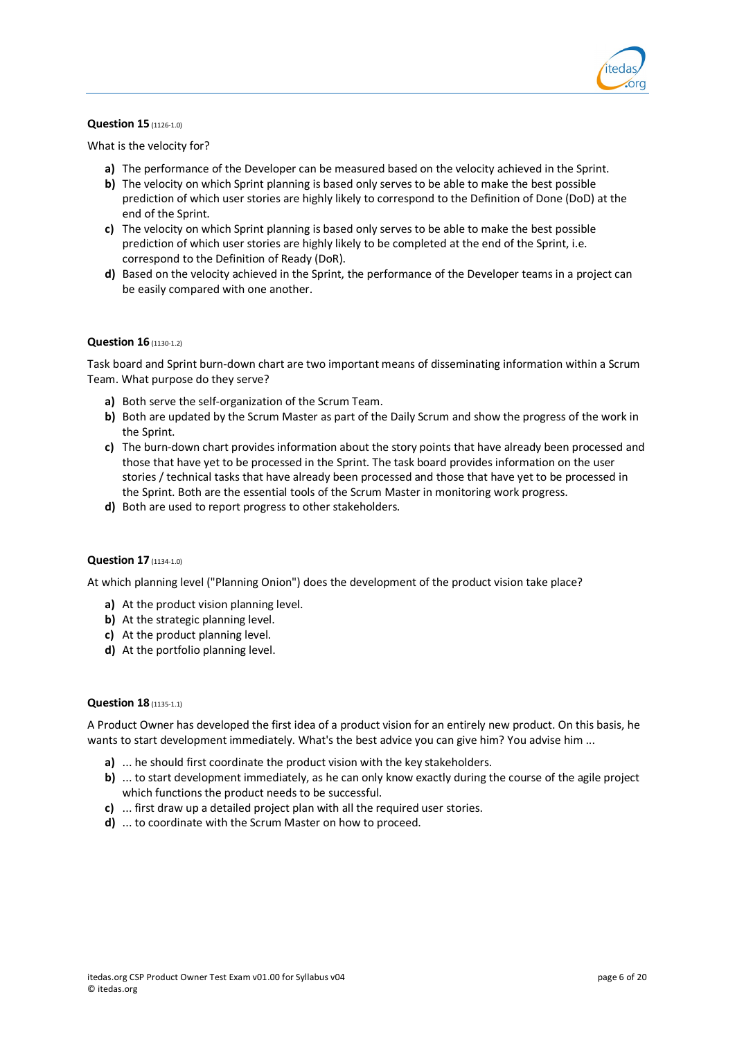**Question 15** (1126-1.0)

What is the velocity for?

- **a)** The performance of the Developer can be measured based on the velocity achieved in the Sprint.
- **b)** The velocity on which Sprint planning is based only serves to be able to make the best possible prediction of which user stories are highly likely to correspond to the Definition of Done (DoD) at the end of the Sprint.
- **c)** The velocity on which Sprint planning is based only serves to be able to make the best possible prediction of which user stories are highly likely to be completed at the end of the Sprint, i.e. correspond to the Definition of Ready (DoR).
- **d)** Based on the velocity achieved in the Sprint, the performance of the Developer teams in a project can be easily compared with one another.

**Question 16** (1130-1.2)

Task board and Sprint burn-down chart are two important means of disseminating information within a Scrum Team. What purpose do they serve?

- **a)** Both serve the self-organization of the Scrum Team.
- **b)** Both are updated by the Scrum Master as part of the Daily Scrum and show the progress of the work in the Sprint.
- **c)** The burn-down chart provides information about the story points that have already been processed and those that have yet to be processed in the Sprint. The task board provides information on the user stories / technical tasks that have already been processed and those that have yet to be processed in the Sprint. Both are the essential tools of the Scrum Master in monitoring work progress.
- **d)** Both are used to report progress to other stakeholders.

**Question 17** (1134-1.0)

At which planning level ("Planning Onion") does the development of the product vision take place?

- **a)** At the product vision planning level.
- **b)** At the strategic planning level.
- **c)** At the product planning level.
- **d)** At the portfolio planning level.

**Question 18** (1135-1.1)

A Product Owner has developed the first idea of a product vision for an entirely new product. On this basis, he wants to start development immediately. What's the best advice you can give him? You advise him ...

- **a)** ... he should first coordinate the product vision with the key stakeholders.
- **b)** ... to start development immediately, as he can only know exactly during the course of the agile project which functions the product needs to be successful.
- **c)** ... first draw up a detailed project plan with all the required user stories.
- **d)** ... to coordinate with the Scrum Master on how to proceed.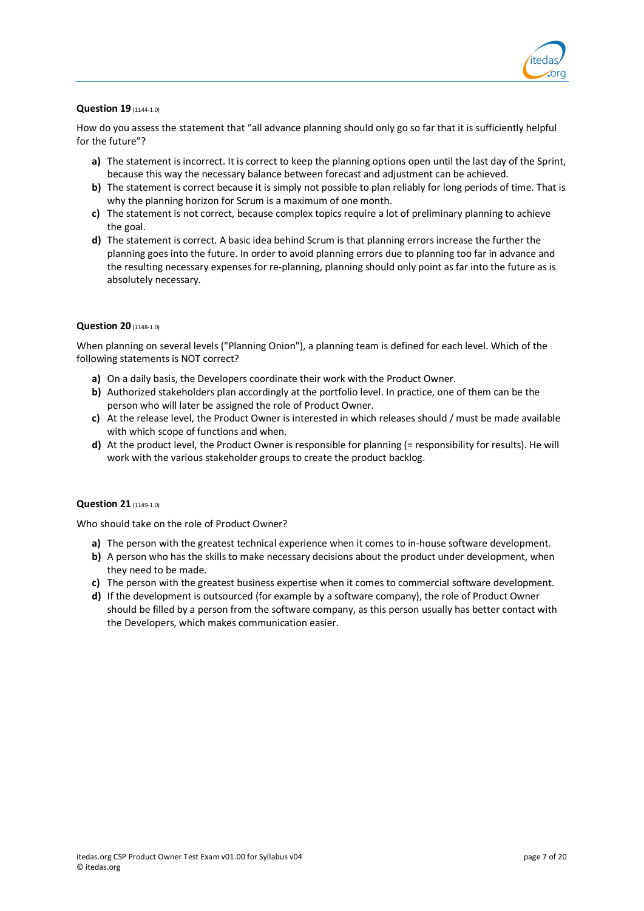**Question 19** (1144-1.0)

How do you assess the statement that "all advance planning should only go so far that it is sufficiently helpful for the future"?

- **a)** The statement is incorrect. It is correct to keep the planning options open until the last day of the Sprint, because this way the necessary balance between forecast and adjustment can be achieved.
- **b)** The statement is correct because it is simply not possible to plan reliably for long periods of time. That is why the planning horizon for Scrum is a maximum of one month.
- **c)** The statement is not correct, because complex topics require a lot of preliminary planning to achieve the goal.
- **d)** The statement is correct. A basic idea behind Scrum is that planning errors increase the further the planning goes into the future. In order to avoid planning errors due to planning too far in advance and the resulting necessary expenses for re-planning, planning should only point as far into the future as is absolutely necessary.

**Question 20** (1148-1.0)

When planning on several levels ("Planning Onion"), a planning team is defined for each level. Which of the following statements is NOT correct?

- **a)** On a daily basis, the Developers coordinate their work with the Product Owner.
- **b)** Authorized stakeholders plan accordingly at the portfolio level. In practice, one of them can be the person who will later be assigned the role of Product Owner.
- **c)** At the release level, the Product Owner is interested in which releases should / must be made available with which scope of functions and when.
- **d)** At the product level, the Product Owner is responsible for planning (= responsibility for results). He will work with the various stakeholder groups to create the product backlog.

**Question 21** (1149-1.0)

Who should take on the role of Product Owner?

- **a)** The person with the greatest technical experience when it comes to in-house software development.
- **b)** A person who has the skills to make necessary decisions about the product under development, when they need to be made.
- **c)** The person with the greatest business expertise when it comes to commercial software development.
- **d)** If the development is outsourced (for example by a software company), the role of Product Owner should be filled by a person from the software company, as this person usually has better contact with the Developers, which makes communication easier.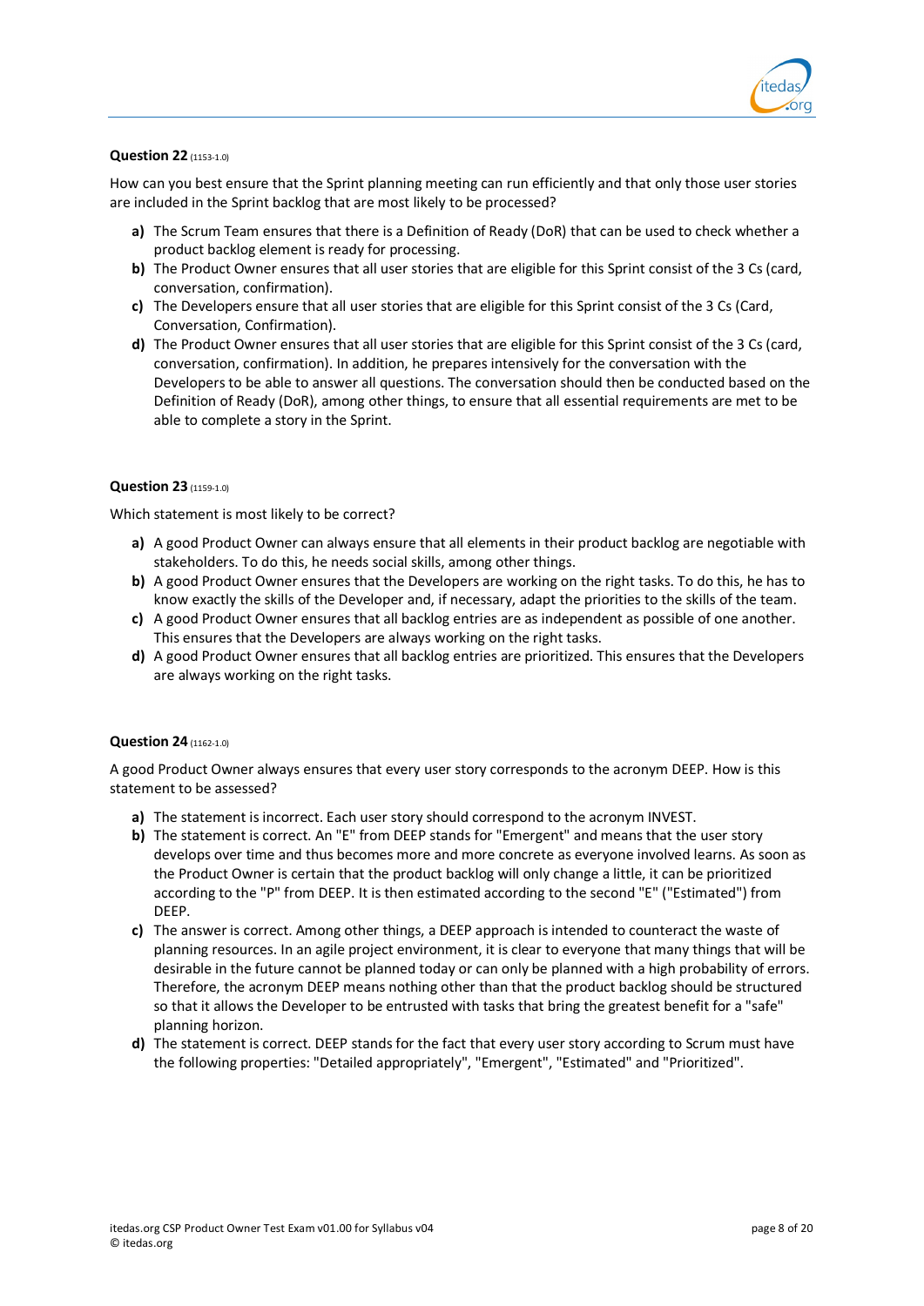**Question 22** (1153-1.0)

How can you best ensure that the Sprint planning meeting can run efficiently and that only those user stories are included in the Sprint backlog that are most likely to be processed?

- **a)** The Scrum Team ensures that there is a Definition of Ready (DoR) that can be used to check whether a product backlog element is ready for processing.
- **b)** The Product Owner ensures that all user stories that are eligible for this Sprint consist of the 3 Cs (card, conversation, confirmation).
- **c)** The Developers ensure that all user stories that are eligible for this Sprint consist of the 3 Cs (Card, Conversation, Confirmation).
- **d)** The Product Owner ensures that all user stories that are eligible for this Sprint consist of the 3 Cs (card, conversation, confirmation). In addition, he prepares intensively for the conversation with the Developers to be able to answer all questions. The conversation should then be conducted based on the Definition of Ready (DoR), among other things, to ensure that all essential requirements are met to be able to complete a story in the Sprint.

**Question 23** (1159-1.0)

Which statement is most likely to be correct?

- **a)** A good Product Owner can always ensure that all elements in their product backlog are negotiable with stakeholders. To do this, he needs social skills, among other things.
- **b)** A good Product Owner ensures that the Developers are working on the right tasks. To do this, he has to know exactly the skills of the Developer and, if necessary, adapt the priorities to the skills of the team.
- **c)** A good Product Owner ensures that all backlog entries are as independent as possible of one another. This ensures that the Developers are always working on the right tasks.
- **d)** A good Product Owner ensures that all backlog entries are prioritized. This ensures that the Developers are always working on the right tasks.

**Question 24** (1162-1.0)

A good Product Owner always ensures that every user story corresponds to the acronym DEEP. How is this statement to be assessed?

- **a)** The statement is incorrect. Each user story should correspond to the acronym INVEST.
- **b)** The statement is correct. An "E" from DEEP stands for "Emergent" and means that the user story develops over time and thus becomes more and more concrete as everyone involved learns. As soon as the Product Owner is certain that the product backlog will only change a little, it can be prioritized according to the "P" from DEEP. It is then estimated according to the second "E" ("Estimated") from DEEP.
- **c)** The answer is correct. Among other things, a DEEP approach is intended to counteract the waste of planning resources. In an agile project environment, it is clear to everyone that many things that will be desirable in the future cannot be planned today or can only be planned with a high probability of errors. Therefore, the acronym DEEP means nothing other than that the product backlog should be structured so that it allows the Developer to be entrusted with tasks that bring the greatest benefit for a "safe" planning horizon.
- **d)** The statement is correct. DEEP stands for the fact that every user story according to Scrum must have the following properties: "Detailed appropriately", "Emergent", "Estimated" and "Prioritized".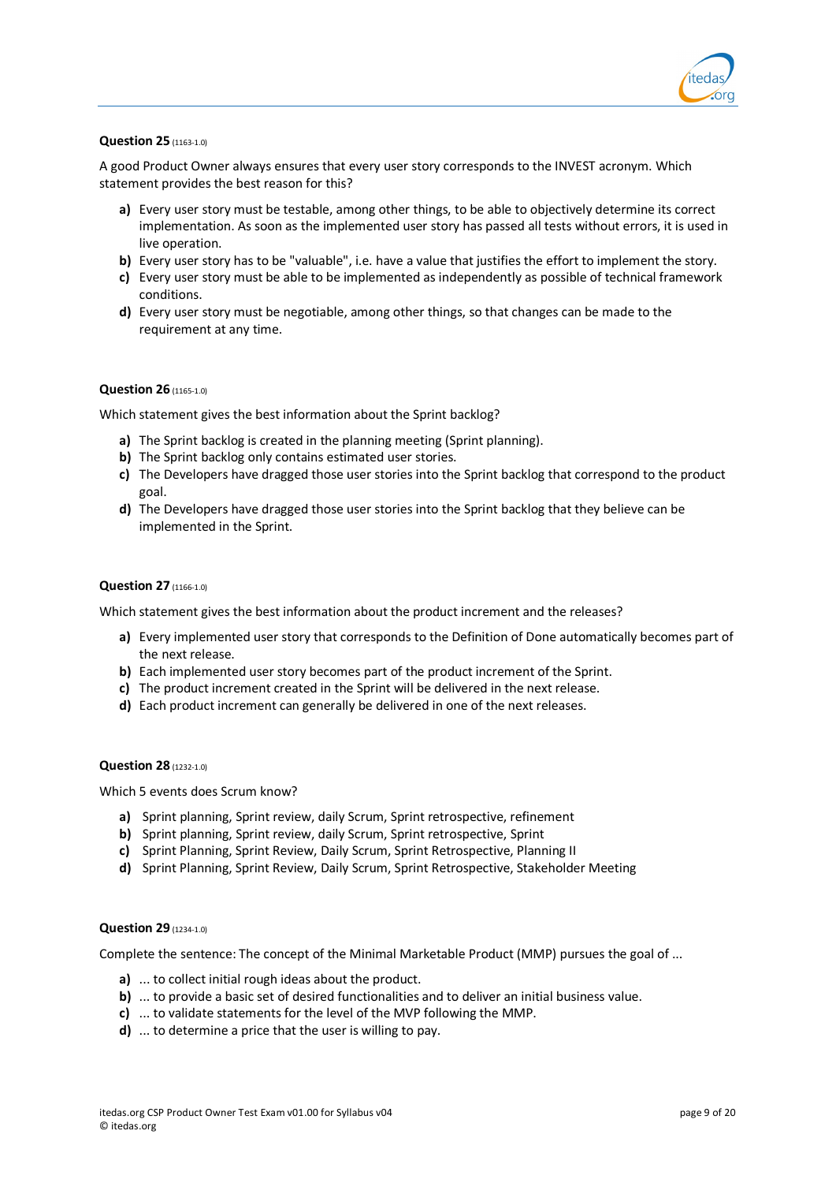**Question 25** (1163-1.0)

A good Product Owner always ensures that every user story corresponds to the INVEST acronym. Which statement provides the best reason for this?

- **a)** Every user story must be testable, among other things, to be able to objectively determine its correct implementation. As soon as the implemented user story has passed all tests without errors, it is used in live operation.
- **b)** Every user story has to be "valuable", i.e. have a value that justifies the effort to implement the story.
- **c)** Every user story must be able to be implemented as independently as possible of technical framework conditions.
- **d)** Every user story must be negotiable, among other things, so that changes can be made to the requirement at any time.

**Question 26** (1165-1.0)

Which statement gives the best information about the Sprint backlog?

- **a)** The Sprint backlog is created in the planning meeting (Sprint planning).
- **b)** The Sprint backlog only contains estimated user stories.
- **c)** The Developers have dragged those user stories into the Sprint backlog that correspond to the product goal.
- **d)** The Developers have dragged those user stories into the Sprint backlog that they believe can be implemented in the Sprint.

**Question 27** (1166-1.0)

Which statement gives the best information about the product increment and the releases?

- **a)** Every implemented user story that corresponds to the Definition of Done automatically becomes part of the next release.
- **b)** Each implemented user story becomes part of the product increment of the Sprint.
- **c)** The product increment created in the Sprint will be delivered in the next release.
- **d)** Each product increment can generally be delivered in one of the next releases.

**Question 28** (1232-1.0)

Which 5 events does Scrum know?

- **a)** Sprint planning, Sprint review, daily Scrum, Sprint retrospective, refinement
- **b)** Sprint planning, Sprint review, daily Scrum, Sprint retrospective, Sprint
- **c)** Sprint Planning, Sprint Review, Daily Scrum, Sprint Retrospective, Planning II
- **d)** Sprint Planning, Sprint Review, Daily Scrum, Sprint Retrospective, Stakeholder Meeting

**Question 29** (1234-1.0)

Complete the sentence: The concept of the Minimal Marketable Product (MMP) pursues the goal of ...

- **a)** ... to collect initial rough ideas about the product.
- **b)** ... to provide a basic set of desired functionalities and to deliver an initial business value.
- **c)** ... to validate statements for the level of the MVP following the MMP.
- **d)** ... to determine a price that the user is willing to pay.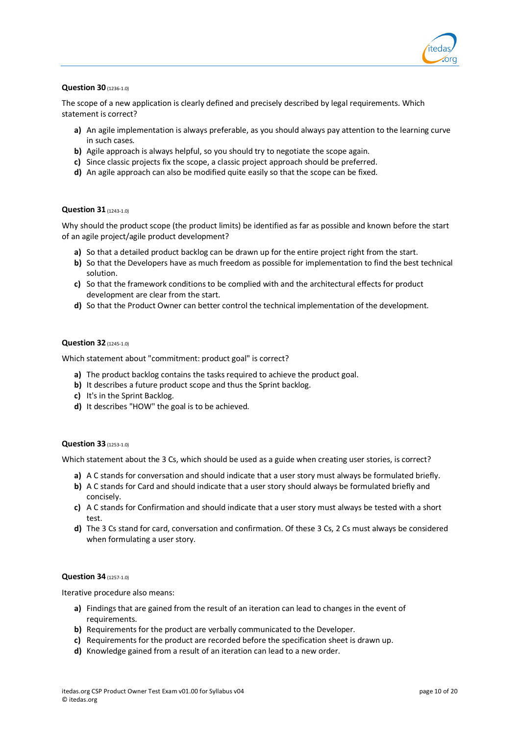**Question 30** (1236-1.0)

The scope of a new application is clearly defined and precisely described by legal requirements. Which statement is correct?

- **a)** An agile implementation is always preferable, as you should always pay attention to the learning curve in such cases.
- **b)** Agile approach is always helpful, so you should try to negotiate the scope again.
- **c)** Since classic projects fix the scope, a classic project approach should be preferred.
- **d)** An agile approach can also be modified quite easily so that the scope can be fixed.

**Question 31** (1243-1.0)

Why should the product scope (the product limits) be identified as far as possible and known before the start of an agile project/agile product development?

- **a)** So that a detailed product backlog can be drawn up for the entire project right from the start.
- **b)** So that the Developers have as much freedom as possible for implementation to find the best technical solution.
- **c)** So that the framework conditions to be complied with and the architectural effects for product development are clear from the start.
- **d)** So that the Product Owner can better control the technical implementation of the development.

**Question 32** (1245-1.0)

Which statement about "commitment: product goal" is correct?

- **a)** The product backlog contains the tasks required to achieve the product goal.
- **b)** It describes a future product scope and thus the Sprint backlog.
- **c)** It's in the Sprint Backlog.
- **d)** It describes "HOW" the goal is to be achieved.

**Question 33** (1253-1.0)

Which statement about the 3 Cs, which should be used as a guide when creating user stories, is correct?

- **a)** A C stands for conversation and should indicate that a user story must always be formulated briefly.
- **b)** A C stands for Card and should indicate that a user story should always be formulated briefly and concisely.
- **c)** A C stands for Confirmation and should indicate that a user story must always be tested with a short test.
- **d)** The 3 Cs stand for card, conversation and confirmation. Of these 3 Cs, 2 Cs must always be considered when formulating a user story.

**Question 34** (1257-1.0)

Iterative procedure also means:

- **a)** Findings that are gained from the result of an iteration can lead to changes in the event of requirements.
- **b)** Requirements for the product are verbally communicated to the Developer.
- **c)** Requirements for the product are recorded before the specification sheet is drawn up.
- **d)** Knowledge gained from a result of an iteration can lead to a new order.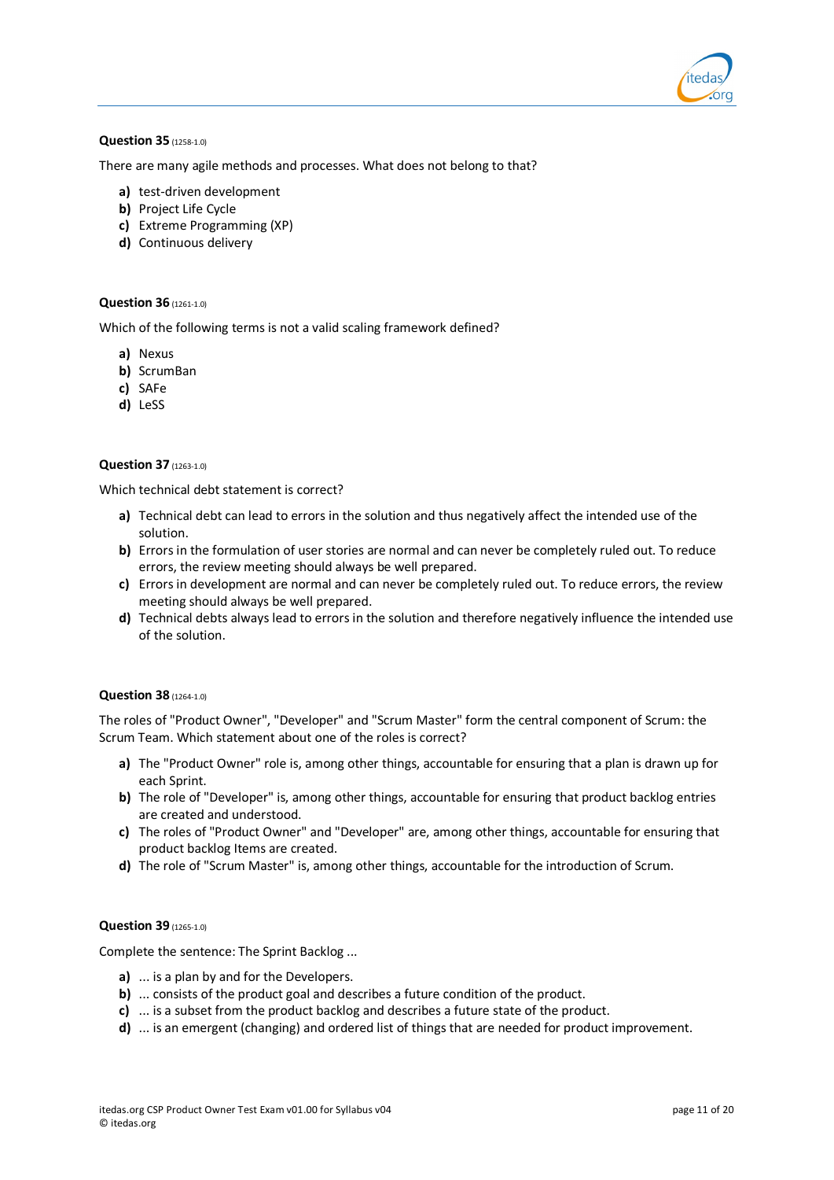**Question 35** (1258-1.0)

There are many agile methods and processes. What does not belong to that?

**a)** test-driven development
**b)** Project Life Cycle
**c)** Extreme Programming (XP)
**d)** Continuous delivery

**Question 36** (1261-1.0)

Which of the following terms is not a valid scaling framework defined?

**a)** Nexus
**b)** ScrumBan
**c)** SAFe
**d)** LeSS

**Question 37** (1263-1.0)

Which technical debt statement is correct?

**a)** Technical debt can lead to errors in the solution and thus negatively affect the intended use of the solution.
**b)** Errors in the formulation of user stories are normal and can never be completely ruled out. To reduce errors, the review meeting should always be well prepared.
**c)** Errors in development are normal and can never be completely ruled out. To reduce errors, the review meeting should always be well prepared.
**d)** Technical debts always lead to errors in the solution and therefore negatively influence the intended use of the solution.

**Question 38** (1264-1.0)

The roles of "Product Owner", "Developer" and "Scrum Master" form the central component of Scrum: the Scrum Team. Which statement about one of the roles is correct?

**a)** The "Product Owner" role is, among other things, accountable for ensuring that a plan is drawn up for each Sprint.
**b)** The role of "Developer" is, among other things, accountable for ensuring that product backlog entries are created and understood.
**c)** The roles of "Product Owner" and "Developer" are, among other things, accountable for ensuring that product backlog Items are created.
**d)** The role of "Scrum Master" is, among other things, accountable for the introduction of Scrum.

**Question 39** (1265-1.0)

Complete the sentence: The Sprint Backlog ...

**a)** ... is a plan by and for the Developers.
**b)** ... consists of the product goal and describes a future condition of the product.
**c)** ... is a subset from the product backlog and describes a future state of the product.
**d)** ... is an emergent (changing) and ordered list of things that are needed for product improvement.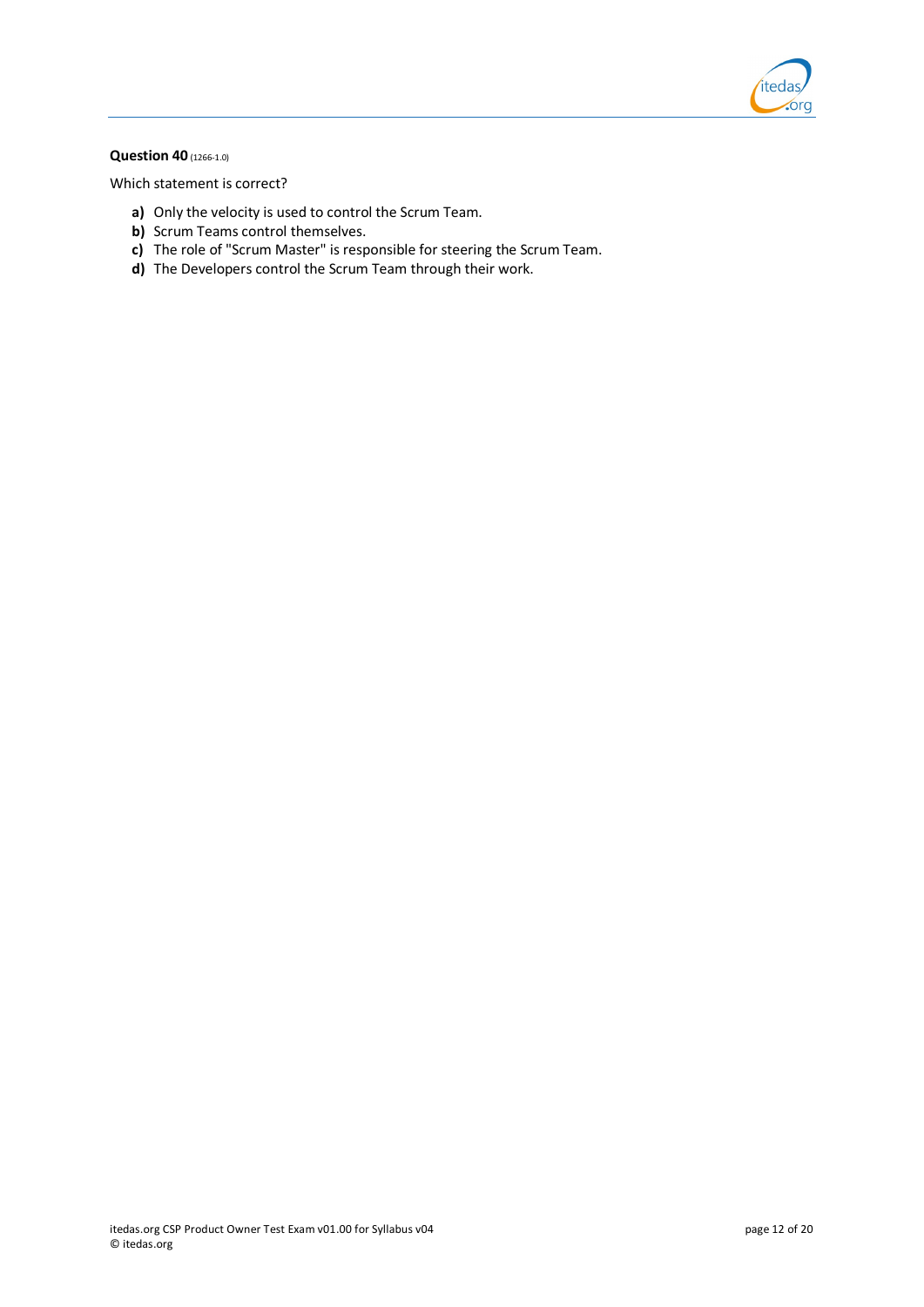**Question 40** (1266-1.0)

Which statement is correct?

- **a)** Only the velocity is used to control the Scrum Team.
- **b)** Scrum Teams control themselves.
- **c)** The role of "Scrum Master" is responsible for steering the Scrum Team.
- **d)** The Developers control the Scrum Team through their work.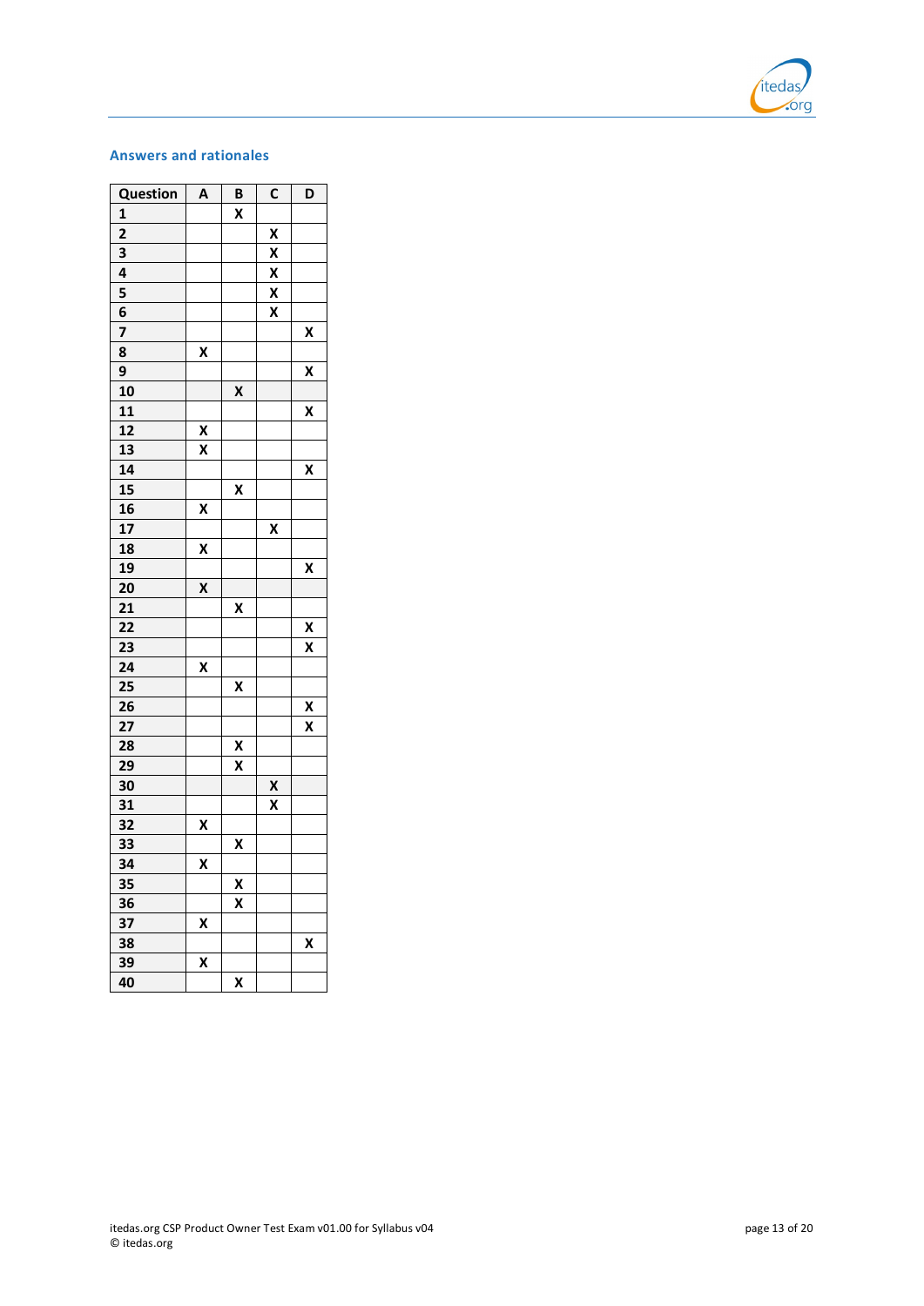## Answers and rationales

| Question | A | B | C | D |
|---|---|---|---|---|
| 1 | | X | | |
| 2 | | | X | |
| 3 | | | X | |
| 4 | | | X | |
| 5 | | | X | |
| 6 | | | X | |
| 7 | | | | X |
| 8 | X | | | |
| 9 | | | | X |
| 10 | | X | | |
| 11 | | | | X |
| 12 | X | | | |
| 13 | X | | | |
| 14 | | | | X |
| 15 | | X | | |
| 16 | X | | | |
| 17 | | | X | |
| 18 | X | | | |
| 19 | | | | X |
| 20 | X | | | |
| 21 | | X | | |
| 22 | | | | X |
| 23 | | | | X |
| 24 | X | | | |
| 25 | | X | | |
| 26 | | | | X |
| 27 | | | | X |
| 28 | | X | | |
| 29 | | X | | |
| 30 | | | X | |
| 31 | | | X | |
| 32 | X | | | |
| 33 | | X | | |
| 34 | X | | | |
| 35 | | X | | |
| 36 | | X | | |
| 37 | X | | | |
| 38 | | | | X |
| 39 | X | | | |
| 40 | | X | | |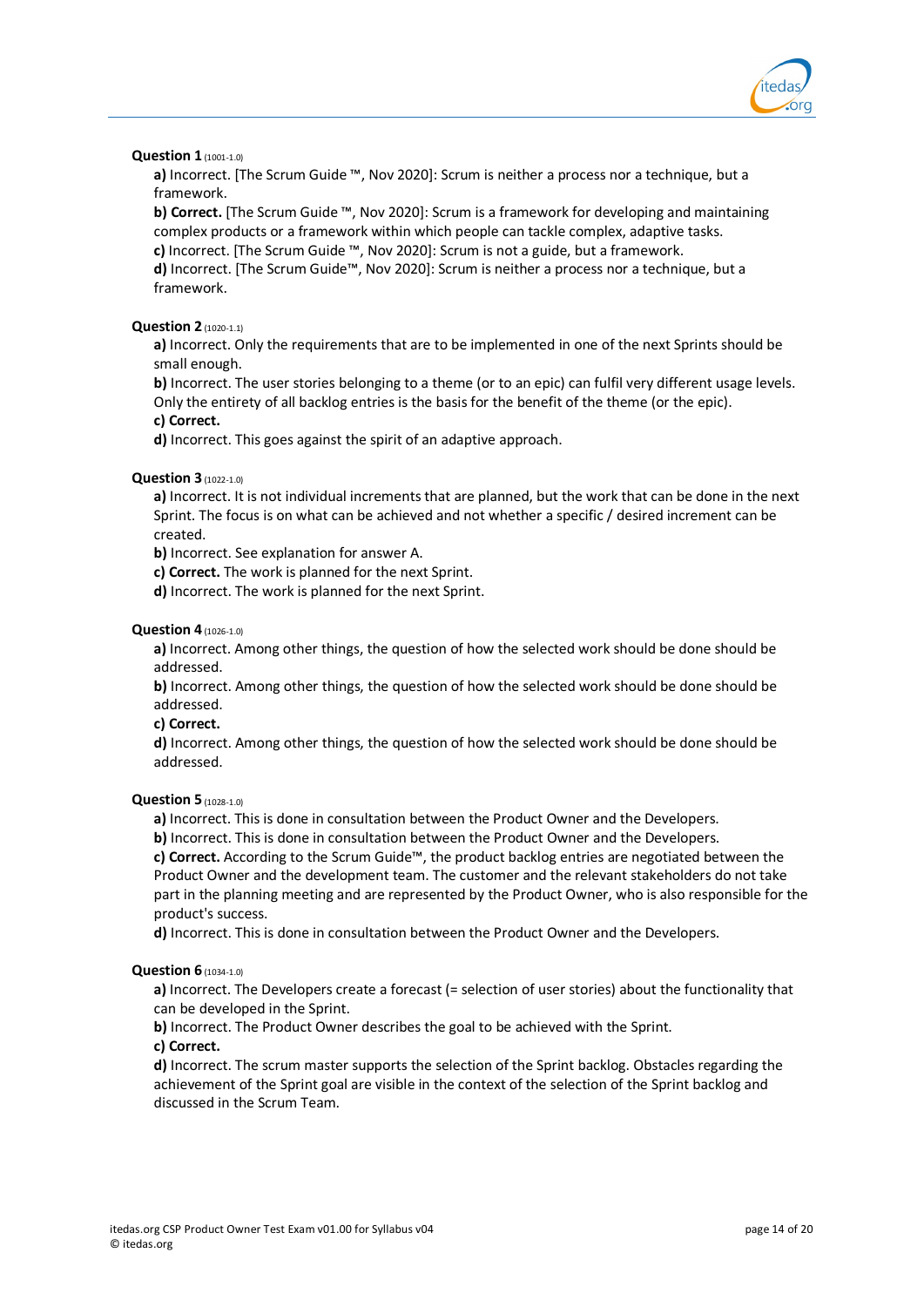**Question 1** (1001-1.0)

**a)** Incorrect. [The Scrum Guide ™, Nov 2020]: Scrum is neither a process nor a technique, but a framework.
**b) Correct.** [The Scrum Guide ™, Nov 2020]: Scrum is a framework for developing and maintaining complex products or a framework within which people can tackle complex, adaptive tasks.
**c)** Incorrect. [The Scrum Guide ™, Nov 2020]: Scrum is not a guide, but a framework.
**d)** Incorrect. [The Scrum Guide™, Nov 2020]: Scrum is neither a process nor a technique, but a framework.

**Question 2** (1020-1.1)

**a)** Incorrect. Only the requirements that are to be implemented in one of the next Sprints should be small enough.
**b)** Incorrect. The user stories belonging to a theme (or to an epic) can fulfil very different usage levels. Only the entirety of all backlog entries is the basis for the benefit of the theme (or the epic).
**c) Correct.**
**d)** Incorrect. This goes against the spirit of an adaptive approach.

**Question 3** (1022-1.0)

**a)** Incorrect. It is not individual increments that are planned, but the work that can be done in the next Sprint. The focus is on what can be achieved and not whether a specific / desired increment can be created.
**b)** Incorrect. See explanation for answer A.
**c) Correct.** The work is planned for the next Sprint.
**d)** Incorrect. The work is planned for the next Sprint.

**Question 4** (1026-1.0)

**a)** Incorrect. Among other things, the question of how the selected work should be done should be addressed.
**b)** Incorrect. Among other things, the question of how the selected work should be done should be addressed.
**c) Correct.**
**d)** Incorrect. Among other things, the question of how the selected work should be done should be addressed.

**Question 5** (1028-1.0)

**a)** Incorrect. This is done in consultation between the Product Owner and the Developers.
**b)** Incorrect. This is done in consultation between the Product Owner and the Developers.
**c) Correct.** According to the Scrum Guide™, the product backlog entries are negotiated between the Product Owner and the development team. The customer and the relevant stakeholders do not take part in the planning meeting and are represented by the Product Owner, who is also responsible for the product's success.
**d)** Incorrect. This is done in consultation between the Product Owner and the Developers.

**Question 6** (1034-1.0)

**a)** Incorrect. The Developers create a forecast (= selection of user stories) about the functionality that can be developed in the Sprint.
**b)** Incorrect. The Product Owner describes the goal to be achieved with the Sprint.
**c) Correct.**
**d)** Incorrect. The scrum master supports the selection of the Sprint backlog. Obstacles regarding the achievement of the Sprint goal are visible in the context of the selection of the Sprint backlog and discussed in the Scrum Team.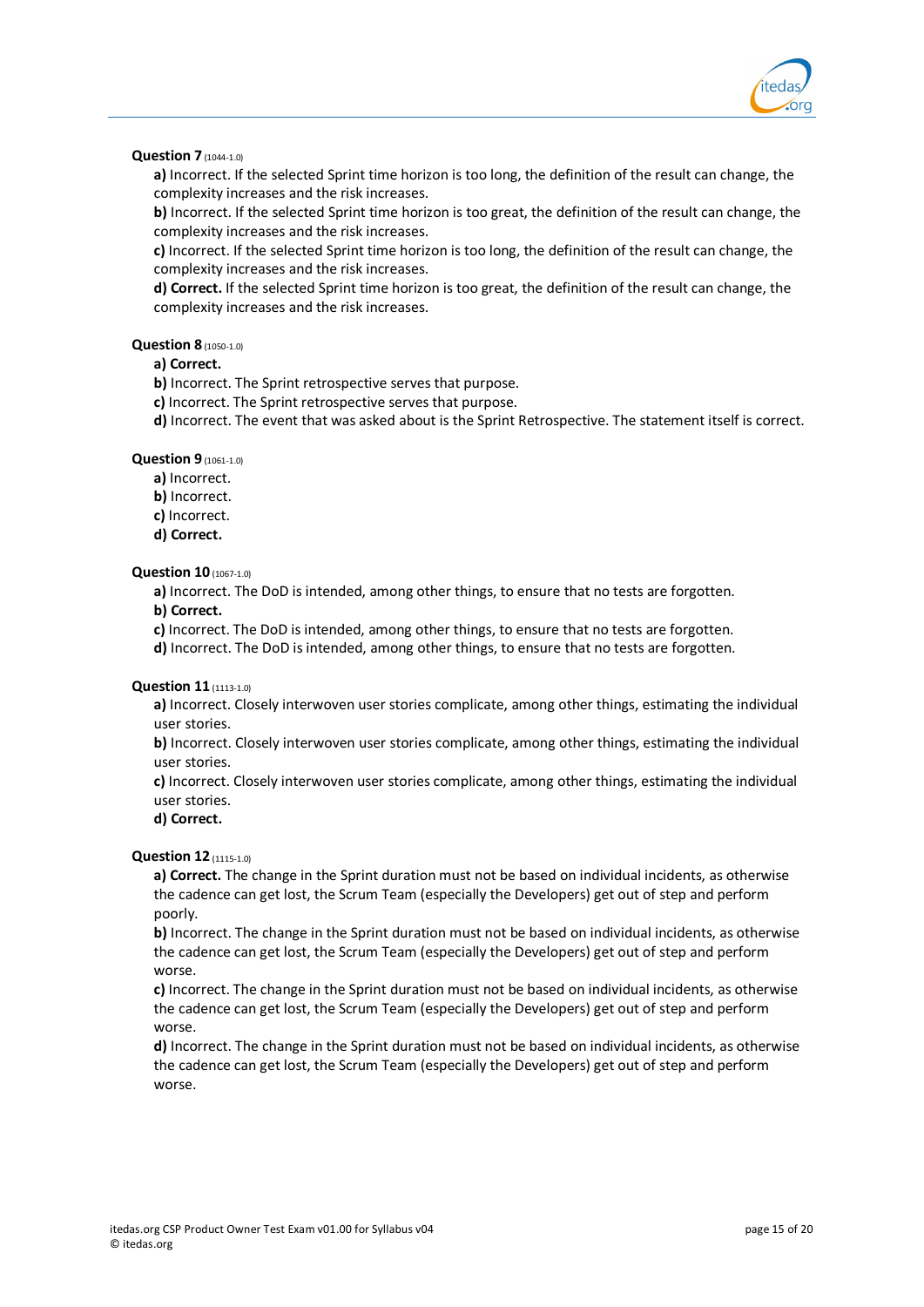**Question 7** (1044-1.0)

**a)** Incorrect. If the selected Sprint time horizon is too long, the definition of the result can change, the complexity increases and the risk increases.

**b)** Incorrect. If the selected Sprint time horizon is too great, the definition of the result can change, the complexity increases and the risk increases.

**c)** Incorrect. If the selected Sprint time horizon is too long, the definition of the result can change, the complexity increases and the risk increases.

**d) Correct.** If the selected Sprint time horizon is too great, the definition of the result can change, the complexity increases and the risk increases.

**Question 8** (1050-1.0)

**a) Correct.**

**b)** Incorrect. The Sprint retrospective serves that purpose.

**c)** Incorrect. The Sprint retrospective serves that purpose.

**d)** Incorrect. The event that was asked about is the Sprint Retrospective. The statement itself is correct.

**Question 9** (1061-1.0)

**a)** Incorrect.

**b)** Incorrect.

**c)** Incorrect.

**d) Correct.**

**Question 10** (1067-1.0)

**a)** Incorrect. The DoD is intended, among other things, to ensure that no tests are forgotten.

**b) Correct.**

**c)** Incorrect. The DoD is intended, among other things, to ensure that no tests are forgotten.

**d)** Incorrect. The DoD is intended, among other things, to ensure that no tests are forgotten.

**Question 11** (1113-1.0)

**a)** Incorrect. Closely interwoven user stories complicate, among other things, estimating the individual user stories.

**b)** Incorrect. Closely interwoven user stories complicate, among other things, estimating the individual user stories.

**c)** Incorrect. Closely interwoven user stories complicate, among other things, estimating the individual user stories.

**d) Correct.**

**Question 12** (1115-1.0)

**a) Correct.** The change in the Sprint duration must not be based on individual incidents, as otherwise the cadence can get lost, the Scrum Team (especially the Developers) get out of step and perform poorly.

**b)** Incorrect. The change in the Sprint duration must not be based on individual incidents, as otherwise the cadence can get lost, the Scrum Team (especially the Developers) get out of step and perform worse.

**c)** Incorrect. The change in the Sprint duration must not be based on individual incidents, as otherwise the cadence can get lost, the Scrum Team (especially the Developers) get out of step and perform worse.

**d)** Incorrect. The change in the Sprint duration must not be based on individual incidents, as otherwise the cadence can get lost, the Scrum Team (especially the Developers) get out of step and perform worse.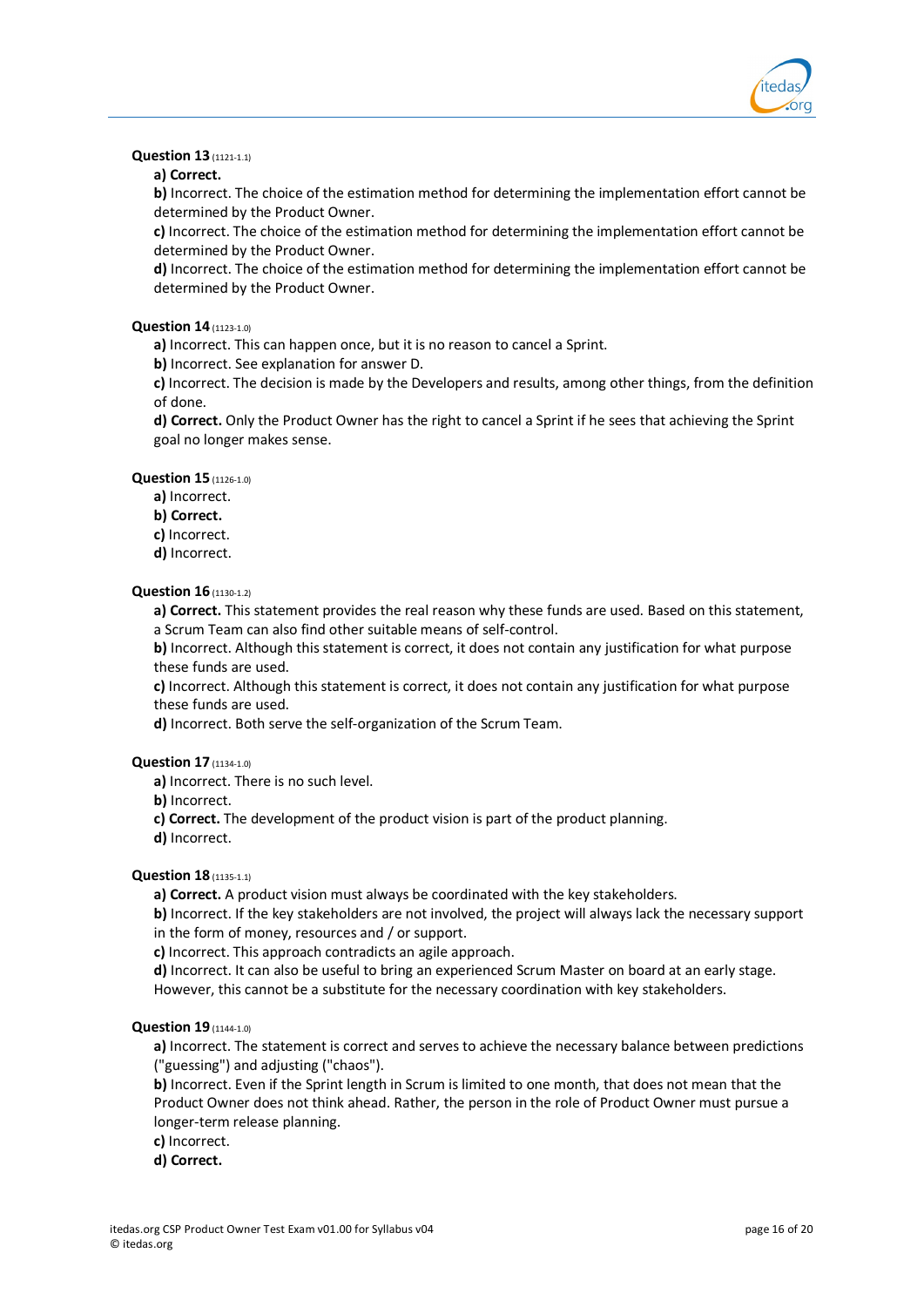**Question 13** (1121-1.1)

**a) Correct.**

**b)** Incorrect. The choice of the estimation method for determining the implementation effort cannot be determined by the Product Owner.

**c)** Incorrect. The choice of the estimation method for determining the implementation effort cannot be determined by the Product Owner.

**d)** Incorrect. The choice of the estimation method for determining the implementation effort cannot be determined by the Product Owner.

**Question 14** (1123-1.0)

**a)** Incorrect. This can happen once, but it is no reason to cancel a Sprint.

**b)** Incorrect. See explanation for answer D.

**c)** Incorrect. The decision is made by the Developers and results, among other things, from the definition of done.

**d) Correct.** Only the Product Owner has the right to cancel a Sprint if he sees that achieving the Sprint goal no longer makes sense.

**Question 15** (1126-1.0)

**a)** Incorrect.

**b) Correct.**

**c)** Incorrect.

**d)** Incorrect.

**Question 16** (1130-1.2)

**a) Correct.** This statement provides the real reason why these funds are used. Based on this statement, a Scrum Team can also find other suitable means of self-control.

**b)** Incorrect. Although this statement is correct, it does not contain any justification for what purpose these funds are used.

**c)** Incorrect. Although this statement is correct, it does not contain any justification for what purpose these funds are used.

**d)** Incorrect. Both serve the self-organization of the Scrum Team.

**Question 17** (1134-1.0)

**a)** Incorrect. There is no such level.

**b)** Incorrect.

**c) Correct.** The development of the product vision is part of the product planning.

**d)** Incorrect.

**Question 18** (1135-1.1)

**a) Correct.** A product vision must always be coordinated with the key stakeholders.

**b)** Incorrect. If the key stakeholders are not involved, the project will always lack the necessary support in the form of money, resources and / or support.

**c)** Incorrect. This approach contradicts an agile approach.

**d)** Incorrect. It can also be useful to bring an experienced Scrum Master on board at an early stage. However, this cannot be a substitute for the necessary coordination with key stakeholders.

**Question 19** (1144-1.0)

**a)** Incorrect. The statement is correct and serves to achieve the necessary balance between predictions ("guessing") and adjusting ("chaos").

**b)** Incorrect. Even if the Sprint length in Scrum is limited to one month, that does not mean that the Product Owner does not think ahead. Rather, the person in the role of Product Owner must pursue a longer-term release planning.

**c)** Incorrect.

**d) Correct.**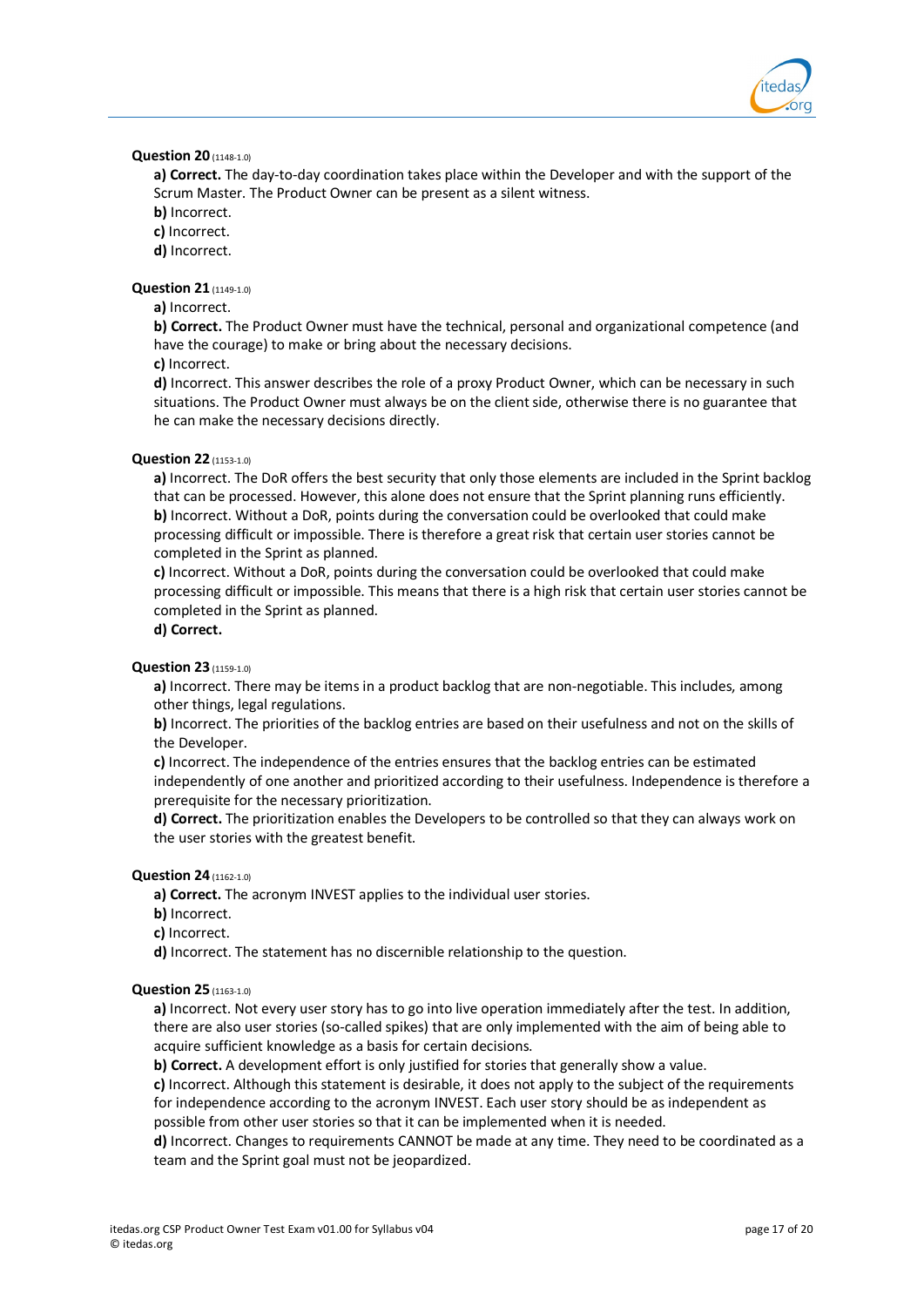**Question 20** (1148-1.0)

**a) Correct.** The day-to-day coordination takes place within the Developer and with the support of the Scrum Master. The Product Owner can be present as a silent witness.

**b)** Incorrect.

**c)** Incorrect.

**d)** Incorrect.

**Question 21** (1149-1.0)

**a)** Incorrect.

**b) Correct.** The Product Owner must have the technical, personal and organizational competence (and have the courage) to make or bring about the necessary decisions.

**c)** Incorrect.

**d)** Incorrect. This answer describes the role of a proxy Product Owner, which can be necessary in such situations. The Product Owner must always be on the client side, otherwise there is no guarantee that he can make the necessary decisions directly.

**Question 22** (1153-1.0)

**a)** Incorrect. The DoR offers the best security that only those elements are included in the Sprint backlog that can be processed. However, this alone does not ensure that the Sprint planning runs efficiently.

**b)** Incorrect. Without a DoR, points during the conversation could be overlooked that could make processing difficult or impossible. There is therefore a great risk that certain user stories cannot be completed in the Sprint as planned.

**c)** Incorrect. Without a DoR, points during the conversation could be overlooked that could make processing difficult or impossible. This means that there is a high risk that certain user stories cannot be completed in the Sprint as planned.

**d) Correct.**

**Question 23** (1159-1.0)

**a)** Incorrect. There may be items in a product backlog that are non-negotiable. This includes, among other things, legal regulations.

**b)** Incorrect. The priorities of the backlog entries are based on their usefulness and not on the skills of the Developer.

**c)** Incorrect. The independence of the entries ensures that the backlog entries can be estimated independently of one another and prioritized according to their usefulness. Independence is therefore a prerequisite for the necessary prioritization.

**d) Correct.** The prioritization enables the Developers to be controlled so that they can always work on the user stories with the greatest benefit.

**Question 24** (1162-1.0)

**a) Correct.** The acronym INVEST applies to the individual user stories.

**b)** Incorrect.

**c)** Incorrect.

**d)** Incorrect. The statement has no discernible relationship to the question.

**Question 25** (1163-1.0)

**a)** Incorrect. Not every user story has to go into live operation immediately after the test. In addition, there are also user stories (so-called spikes) that are only implemented with the aim of being able to acquire sufficient knowledge as a basis for certain decisions.

**b) Correct.** A development effort is only justified for stories that generally show a value.

**c)** Incorrect. Although this statement is desirable, it does not apply to the subject of the requirements for independence according to the acronym INVEST. Each user story should be as independent as possible from other user stories so that it can be implemented when it is needed.

**d)** Incorrect. Changes to requirements CANNOT be made at any time. They need to be coordinated as a team and the Sprint goal must not be jeopardized.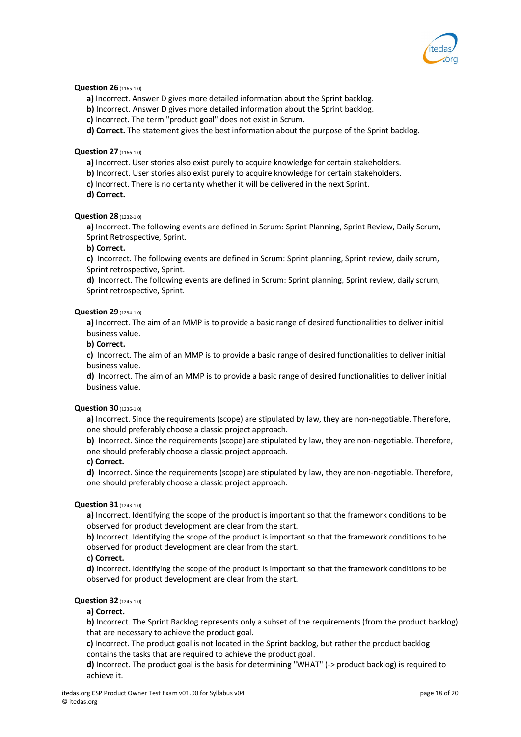**Question 26** (1165-1.0)

- **a)** Incorrect. Answer D gives more detailed information about the Sprint backlog.
- **b)** Incorrect. Answer D gives more detailed information about the Sprint backlog.
- **c)** Incorrect. The term "product goal" does not exist in Scrum.
- **d) Correct.** The statement gives the best information about the purpose of the Sprint backlog.

**Question 27** (1166-1.0)

- **a)** Incorrect. User stories also exist purely to acquire knowledge for certain stakeholders.
- **b)** Incorrect. User stories also exist purely to acquire knowledge for certain stakeholders.
- **c)** Incorrect. There is no certainty whether it will be delivered in the next Sprint.
- **d) Correct.**

**Question 28** (1232-1.0)

- **a)** Incorrect. The following events are defined in Scrum: Sprint Planning, Sprint Review, Daily Scrum, Sprint Retrospective, Sprint.
- **b) Correct.**
- **c)** Incorrect. The following events are defined in Scrum: Sprint planning, Sprint review, daily scrum, Sprint retrospective, Sprint.
- **d)** Incorrect. The following events are defined in Scrum: Sprint planning, Sprint review, daily scrum, Sprint retrospective, Sprint.

**Question 29** (1234-1.0)

- **a)** Incorrect. The aim of an MMP is to provide a basic range of desired functionalities to deliver initial business value.
- **b) Correct.**
- **c)** Incorrect. The aim of an MMP is to provide a basic range of desired functionalities to deliver initial business value.
- **d)** Incorrect. The aim of an MMP is to provide a basic range of desired functionalities to deliver initial business value.

**Question 30** (1236-1.0)

- **a)** Incorrect. Since the requirements (scope) are stipulated by law, they are non-negotiable. Therefore, one should preferably choose a classic project approach.
- **b)** Incorrect. Since the requirements (scope) are stipulated by law, they are non-negotiable. Therefore, one should preferably choose a classic project approach.
- **c) Correct.**
- **d)** Incorrect. Since the requirements (scope) are stipulated by law, they are non-negotiable. Therefore, one should preferably choose a classic project approach.

**Question 31** (1243-1.0)

- **a)** Incorrect. Identifying the scope of the product is important so that the framework conditions to be observed for product development are clear from the start.
- **b)** Incorrect. Identifying the scope of the product is important so that the framework conditions to be observed for product development are clear from the start.
- **c) Correct.**
- **d)** Incorrect. Identifying the scope of the product is important so that the framework conditions to be observed for product development are clear from the start.

**Question 32** (1245-1.0)

- **a) Correct.**
- **b)** Incorrect. The Sprint Backlog represents only a subset of the requirements (from the product backlog) that are necessary to achieve the product goal.
- **c)** Incorrect. The product goal is not located in the Sprint backlog, but rather the product backlog contains the tasks that are required to achieve the product goal.
- **d)** Incorrect. The product goal is the basis for determining "WHAT" (-> product backlog) is required to achieve it.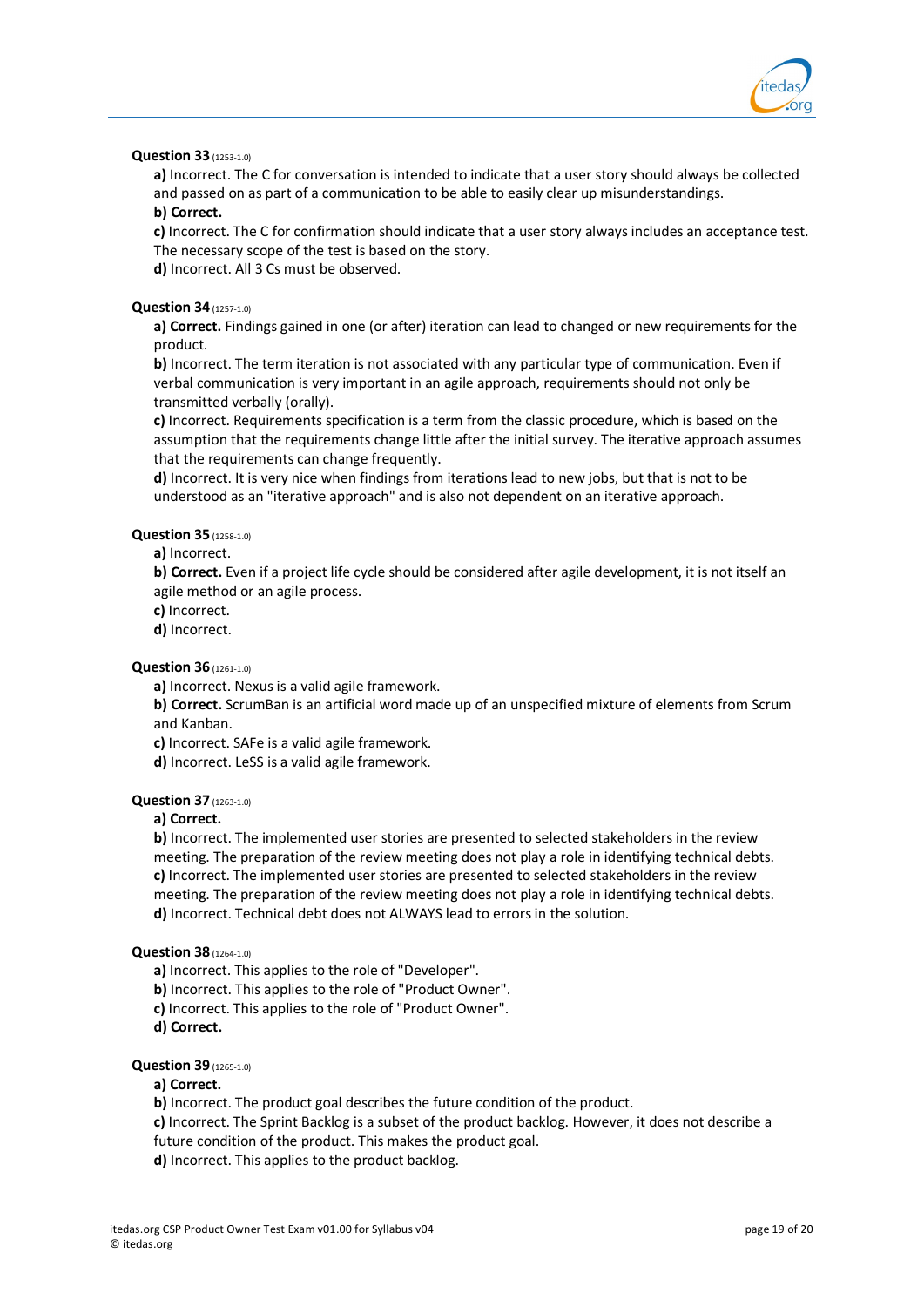**Question 33** (1253-1.0)

**a)** Incorrect. The C for conversation is intended to indicate that a user story should always be collected and passed on as part of a communication to be able to easily clear up misunderstandings.

**b) Correct.**

**c)** Incorrect. The C for confirmation should indicate that a user story always includes an acceptance test. The necessary scope of the test is based on the story.

**d)** Incorrect. All 3 Cs must be observed.

**Question 34** (1257-1.0)

**a) Correct.** Findings gained in one (or after) iteration can lead to changed or new requirements for the product.

**b)** Incorrect. The term iteration is not associated with any particular type of communication. Even if verbal communication is very important in an agile approach, requirements should not only be transmitted verbally (orally).

**c)** Incorrect. Requirements specification is a term from the classic procedure, which is based on the assumption that the requirements change little after the initial survey. The iterative approach assumes that the requirements can change frequently.

**d)** Incorrect. It is very nice when findings from iterations lead to new jobs, but that is not to be understood as an "iterative approach" and is also not dependent on an iterative approach.

**Question 35** (1258-1.0)

**a)** Incorrect.

**b) Correct.** Even if a project life cycle should be considered after agile development, it is not itself an agile method or an agile process.

**c)** Incorrect.

**d)** Incorrect.

**Question 36** (1261-1.0)

**a)** Incorrect. Nexus is a valid agile framework.

**b) Correct.** ScrumBan is an artificial word made up of an unspecified mixture of elements from Scrum and Kanban.

**c)** Incorrect. SAFe is a valid agile framework.

**d)** Incorrect. LeSS is a valid agile framework.

**Question 37** (1263-1.0)

**a) Correct.**

**b)** Incorrect. The implemented user stories are presented to selected stakeholders in the review meeting. The preparation of the review meeting does not play a role in identifying technical debts.

**c)** Incorrect. The implemented user stories are presented to selected stakeholders in the review meeting. The preparation of the review meeting does not play a role in identifying technical debts.

**d)** Incorrect. Technical debt does not ALWAYS lead to errors in the solution.

**Question 38** (1264-1.0)

**a)** Incorrect. This applies to the role of "Developer".

**b)** Incorrect. This applies to the role of "Product Owner".

**c)** Incorrect. This applies to the role of "Product Owner".

**d) Correct.**

**Question 39** (1265-1.0)

**a) Correct.**

**b)** Incorrect. The product goal describes the future condition of the product.

**c)** Incorrect. The Sprint Backlog is a subset of the product backlog. However, it does not describe a future condition of the product. This makes the product goal.

**d)** Incorrect. This applies to the product backlog.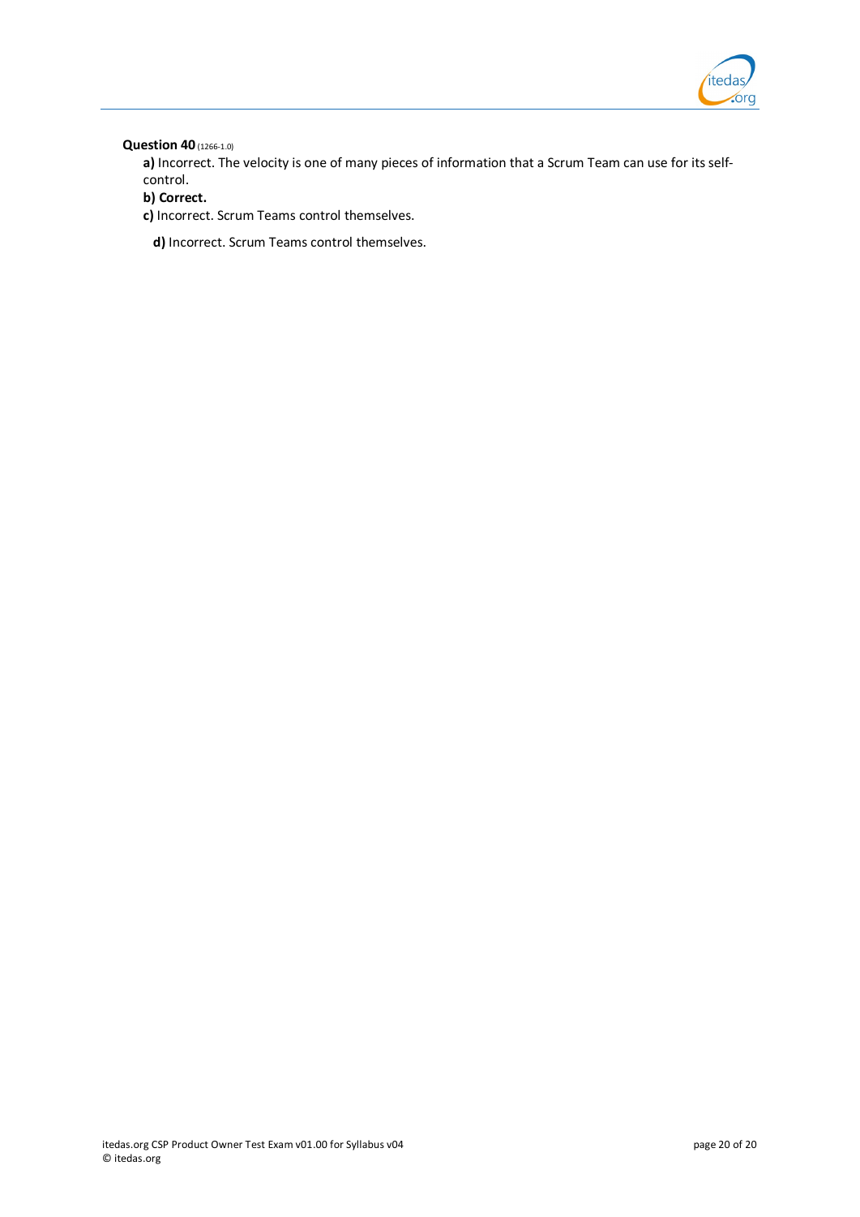**Question 40** (1266-1.0)

**a)** Incorrect. The velocity is one of many pieces of information that a Scrum Team can use for its self-control.

**b) Correct.**

**c)** Incorrect. Scrum Teams control themselves.

**d)** Incorrect. Scrum Teams control themselves.